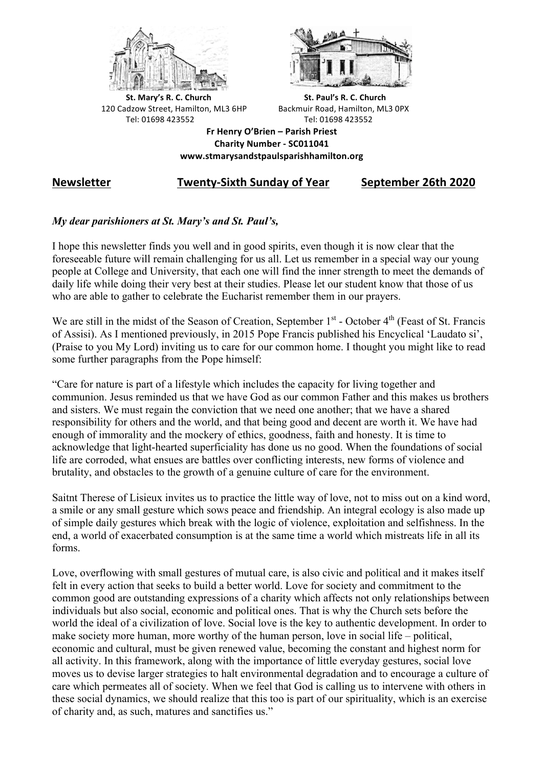**St. Mary's R. C. Church**
120 Cadzow Street, Hamilton, ML3 6HP
Tel: 01698 423552

**St. Paul's R. C. Church**
Backmuir Road, Hamilton, ML3 0PX
Tel: 01698 423552

**Fr Henry O'Brien – Parish Priest**
**Charity Number - SC011041**
**www.stmarysandstpaulsparishhamilton.org**

## Newsletter Twenty-Sixth Sunday of Year September 26th 2020

***My dear parishioners at St. Mary's and St. Paul's,***

I hope this newsletter finds you well and in good spirits, even though it is now clear that the foreseeable future will remain challenging for us all. Let us remember in a special way our young people at College and University, that each one will find the inner strength to meet the demands of daily life while doing their very best at their studies. Please let our student know that those of us who are able to gather to celebrate the Eucharist remember them in our prayers.

We are still in the midst of the Season of Creation, September 1st - October 4th (Feast of St. Francis of Assisi). As I mentioned previously, in 2015 Pope Francis published his Encyclical 'Laudato si', (Praise to you My Lord) inviting us to care for our common home. I thought you might like to read some further paragraphs from the Pope himself:

"Care for nature is part of a lifestyle which includes the capacity for living together and communion. Jesus reminded us that we have God as our common Father and this makes us brothers and sisters. We must regain the conviction that we need one another; that we have a shared responsibility for others and the world, and that being good and decent are worth it. We have had enough of immorality and the mockery of ethics, goodness, faith and honesty. It is time to acknowledge that light-hearted superficiality has done us no good. When the foundations of social life are corroded, what ensues are battles over conflicting interests, new forms of violence and brutality, and obstacles to the growth of a genuine culture of care for the environment.

Saitnt Therese of Lisieux invites us to practice the little way of love, not to miss out on a kind word, a smile or any small gesture which sows peace and friendship. An integral ecology is also made up of simple daily gestures which break with the logic of violence, exploitation and selfishness. In the end, a world of exacerbated consumption is at the same time a world which mistreats life in all its forms.

Love, overflowing with small gestures of mutual care, is also civic and political and it makes itself felt in every action that seeks to build a better world. Love for society and commitment to the common good are outstanding expressions of a charity which affects not only relationships between individuals but also social, economic and political ones. That is why the Church sets before the world the ideal of a civilization of love. Social love is the key to authentic development. In order to make society more human, more worthy of the human person, love in social life – political, economic and cultural, must be given renewed value, becoming the constant and highest norm for all activity. In this framework, along with the importance of little everyday gestures, social love moves us to devise larger strategies to halt environmental degradation and to encourage a culture of care which permeates all of society. When we feel that God is calling us to intervene with others in these social dynamics, we should realize that this too is part of our spirituality, which is an exercise of charity and, as such, matures and sanctifies us."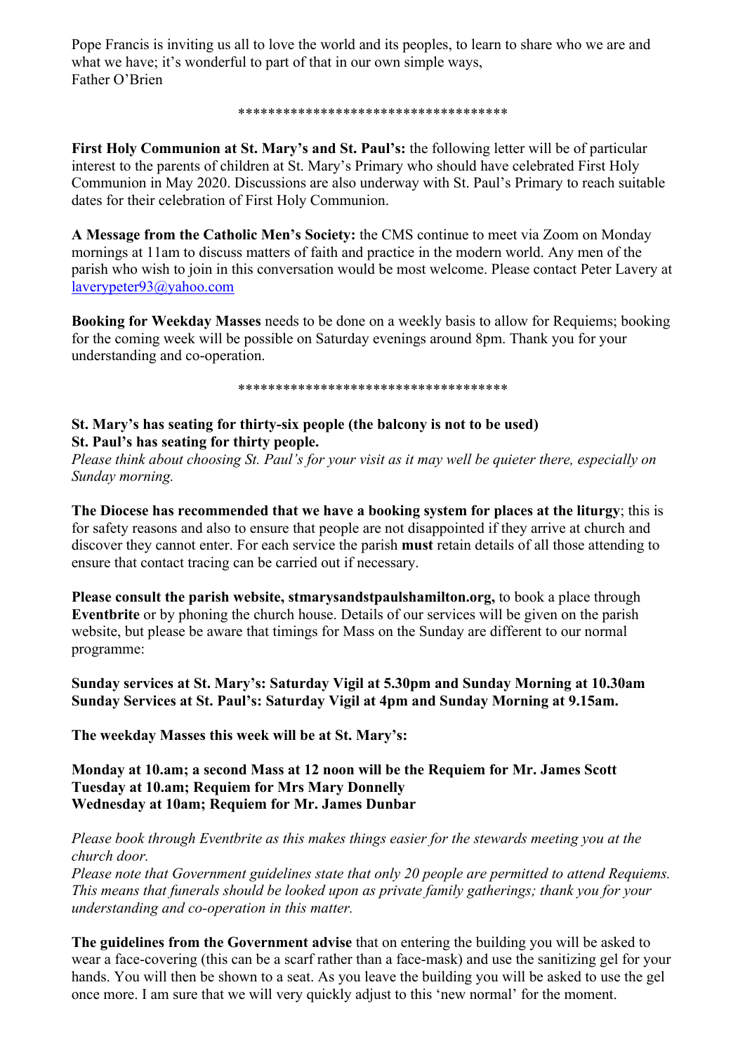Pope Francis is inviting us all to love the world and its peoples, to learn to share who we are and what we have; it's wonderful to part of that in our own simple ways,
Father O'Brien

************************************

**First Holy Communion at St. Mary's and St. Paul's:** the following letter will be of particular interest to the parents of children at St. Mary's Primary who should have celebrated First Holy Communion in May 2020. Discussions are also underway with St. Paul's Primary to reach suitable dates for their celebration of First Holy Communion.

**A Message from the Catholic Men's Society:** the CMS continue to meet via Zoom on Monday mornings at 11am to discuss matters of faith and practice in the modern world. Any men of the parish who wish to join in this conversation would be most welcome. Please contact Peter Lavery at laverypeter93@yahoo.com

**Booking for Weekday Masses** needs to be done on a weekly basis to allow for Requiems; booking for the coming week will be possible on Saturday evenings around 8pm. Thank you for your understanding and co-operation.

************************************

**St. Mary's has seating for thirty-six people (the balcony is not to be used)**
**St. Paul's has seating for thirty people.**
*Please think about choosing St. Paul's for your visit as it may well be quieter there, especially on Sunday morning.*

**The Diocese has recommended that we have a booking system for places at the liturgy**; this is for safety reasons and also to ensure that people are not disappointed if they arrive at church and discover they cannot enter. For each service the parish **must** retain details of all those attending to ensure that contact tracing can be carried out if necessary.

**Please consult the parish website, stmarysandstpaulshamilton.org,** to book a place through **Eventbrite** or by phoning the church house. Details of our services will be given on the parish website, but please be aware that timings for Mass on the Sunday are different to our normal programme:

**Sunday services at St. Mary's: Saturday Vigil at 5.30pm and Sunday Morning at 10.30am**
**Sunday Services at St. Paul's: Saturday Vigil at 4pm and Sunday Morning at 9.15am.**

**The weekday Masses this week will be at St. Mary's:**

**Monday at 10.am; a second Mass at 12 noon will be the Requiem for Mr. James Scott**
**Tuesday at 10.am; Requiem for Mrs Mary Donnelly**
**Wednesday at 10am; Requiem for Mr. James Dunbar**

*Please book through Eventbrite as this makes things easier for the stewards meeting you at the church door.*
*Please note that Government guidelines state that only 20 people are permitted to attend Requiems. This means that funerals should be looked upon as private family gatherings; thank you for your understanding and co-operation in this matter.*

**The guidelines from the Government advise** that on entering the building you will be asked to wear a face-covering (this can be a scarf rather than a face-mask) and use the sanitizing gel for your hands. You will then be shown to a seat. As you leave the building you will be asked to use the gel once more. I am sure that we will very quickly adjust to this 'new normal' for the moment.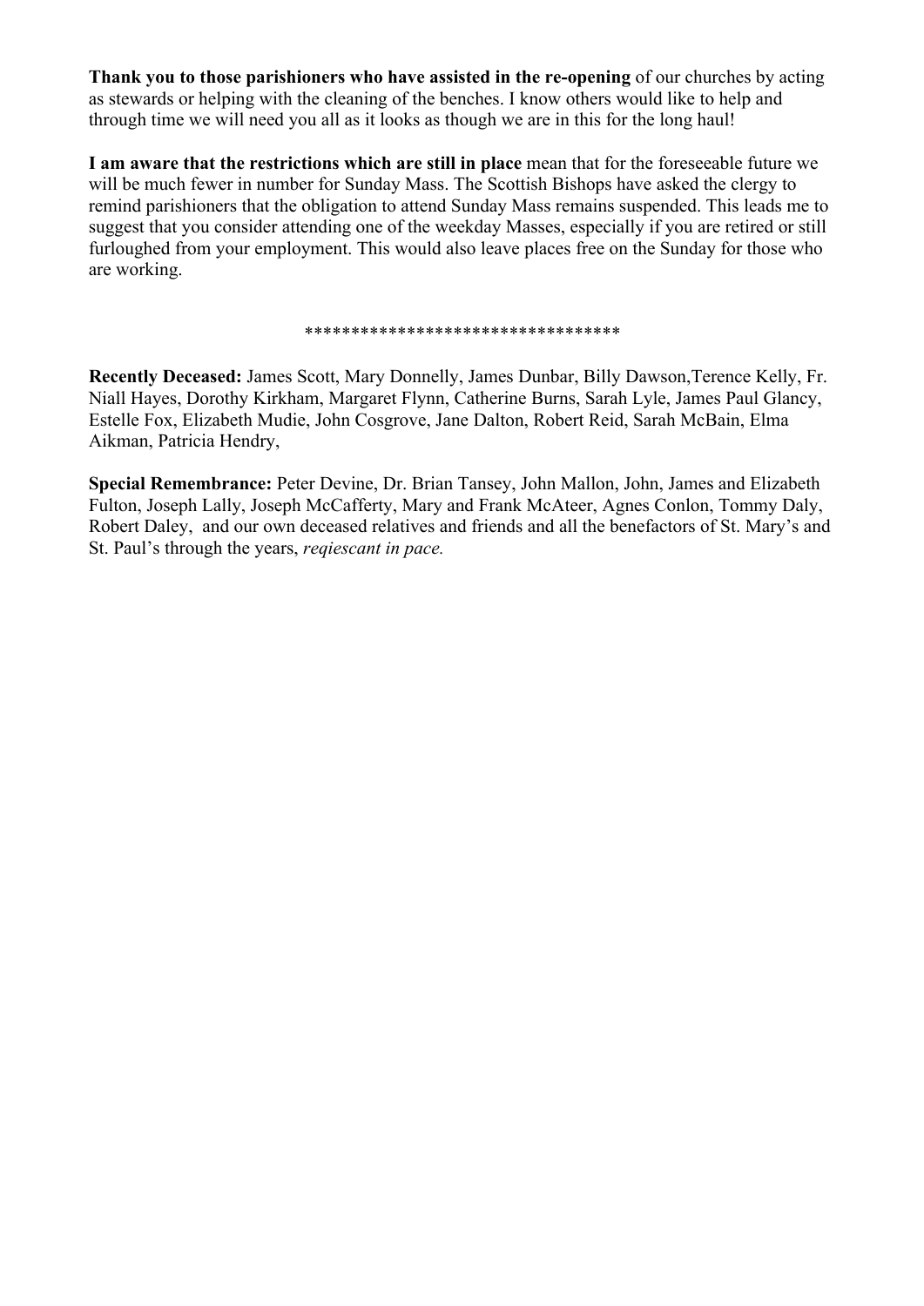**Thank you to those parishioners who have assisted in the re-opening** of our churches by acting as stewards or helping with the cleaning of the benches. I know others would like to help and through time we will need you all as it looks as though we are in this for the long haul!

**I am aware that the restrictions which are still in place** mean that for the foreseeable future we will be much fewer in number for Sunday Mass. The Scottish Bishops have asked the clergy to remind parishioners that the obligation to attend Sunday Mass remains suspended. This leads me to suggest that you consider attending one of the weekday Masses, especially if you are retired or still furloughed from your employment. This would also leave places free on the Sunday for those who are working.

**********************************

**Recently Deceased:** James Scott, Mary Donnelly, James Dunbar, Billy Dawson,Terence Kelly, Fr. Niall Hayes, Dorothy Kirkham, Margaret Flynn, Catherine Burns, Sarah Lyle, James Paul Glancy, Estelle Fox, Elizabeth Mudie, John Cosgrove, Jane Dalton, Robert Reid, Sarah McBain, Elma Aikman, Patricia Hendry,

**Special Remembrance:** Peter Devine, Dr. Brian Tansey, John Mallon, John, James and Elizabeth Fulton, Joseph Lally, Joseph McCafferty, Mary and Frank McAteer, Agnes Conlon, Tommy Daly, Robert Daley, and our own deceased relatives and friends and all the benefactors of St. Mary's and St. Paul's through the years, *reqiescant in pace.*